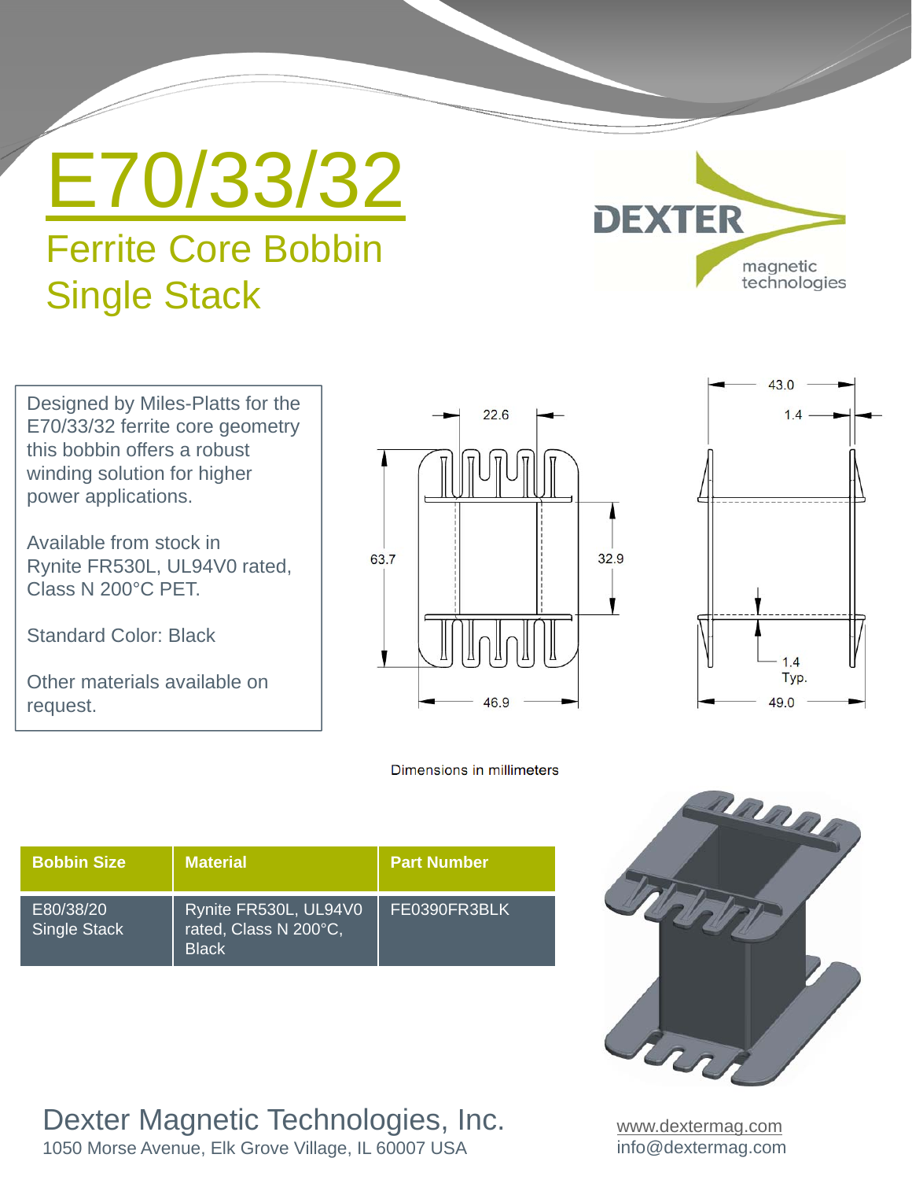# E70/33/32

## Ferrite Core Bobbin Single Stack

DEXTER magnetic technologies

Designed by Miles-Platts for the E70/33/32 ferrite core geometry this bobbin offers a robust winding solution for higher power applications.

Available from stock in Rynite FR530L, UL94V0 rated, Class N 200°C PET.

Standard Color: Black

Other materials available on request.

Dimensions in millimeters

| Bobbin Size | Material | Part Number |
| --- | --- | --- |
| E80/38/20 Single Stack | Rynite FR530L, UL94V0 rated, Class N 200°C, Black | FE0390FR3BLK |

Dexter Magnetic Technologies, Inc.
1050 Morse Avenue, Elk Grove Village, IL 60007 USA

www.dextermag.com
info@dextermag.com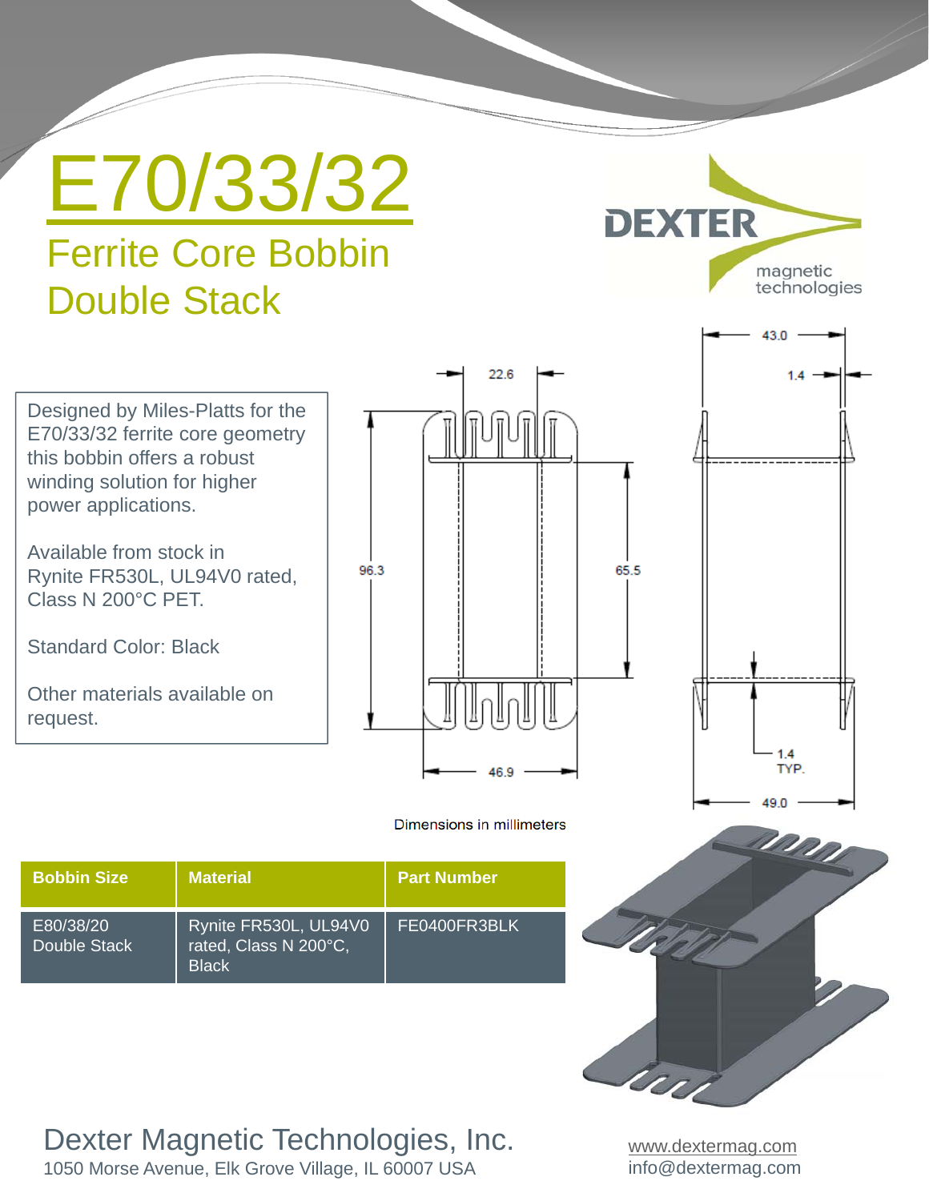# E70/33/32

## Ferrite Core Bobbin Double Stack

Designed by Miles-Platts for the E70/33/32 ferrite core geometry this bobbin offers a robust winding solution for higher power applications.

Available from stock in Rynite FR530L, UL94V0 rated, Class N 200°C PET.

Standard Color: Black

Other materials available on request.

Dimensions in millimeters

| Bobbin Size | Material | Part Number |
|---|---|---|
| E80/38/20 Double Stack | Rynite FR530L, UL94V0 rated, Class N 200°C, Black | FE0400FR3BLK |

Dexter Magnetic Technologies, Inc.
1050 Morse Avenue, Elk Grove Village, IL 60007 USA

www.dextermag.com
info@dextermag.com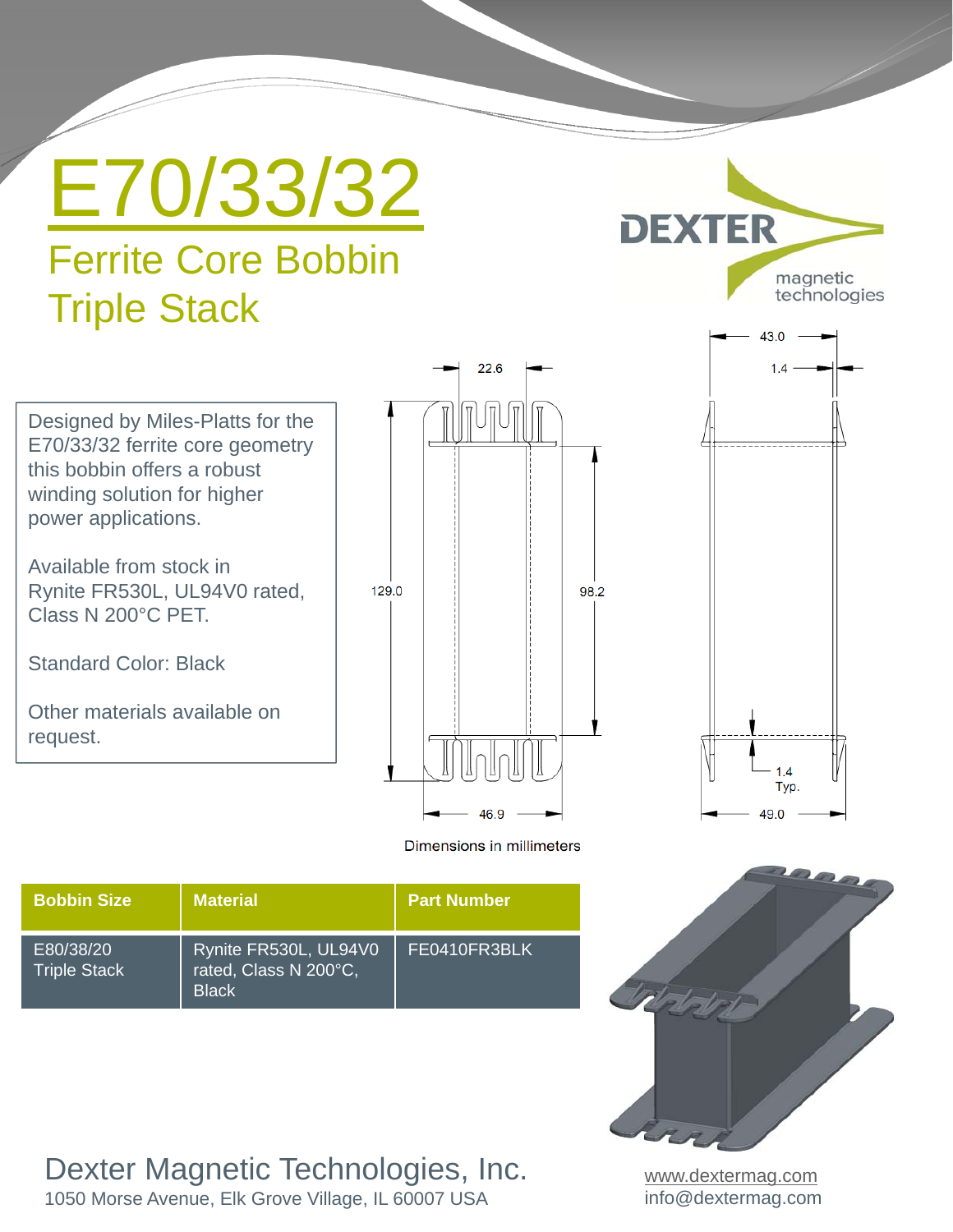# E70/33/32

## Ferrite Core Bobbin Triple Stack

DEXTER magnetic technologies

Designed by Miles-Platts for the E70/33/32 ferrite core geometry this bobbin offers a robust winding solution for higher power applications.

Available from stock in Rynite FR530L, UL94V0 rated, Class N 200°C PET.

Standard Color: Black

Other materials available on request.

22.6

129.0

98.2

46.9

43.0

1.4

1.4 Typ.

49.0

Dimensions in millimeters

| Bobbin Size | Material | Part Number |
| --- | --- | --- |
| E80/38/20 Triple Stack | Rynite FR530L, UL94V0 rated, Class N 200°C, Black | FE0410FR3BLK |

Dexter Magnetic Technologies, Inc.
1050 Morse Avenue, Elk Grove Village, IL 60007 USA

www.dextermag.com
info@dextermag.com